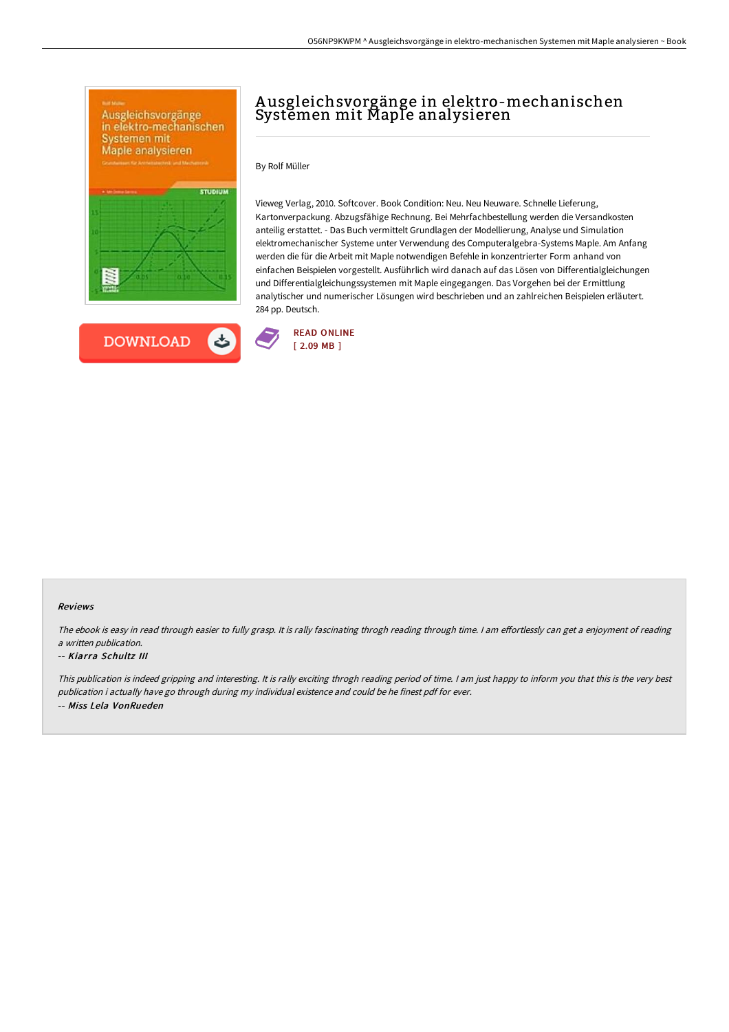# Ausgleichsvorgänge in elektro-mechanischen Systemen mit Maple analysieren

By Rolf Müller

Vieweg Verlag, 2010. Softcover. Book Condition: Neu. Neu Neuware. Schnelle Lieferung, Kartonverpackung. Abzugsfähige Rechnung. Bei Mehrfachbestellung werden die Versandkosten anteilig erstattet. - Das Buch vermittelt Grundlagen der Modellierung, Analyse und Simulation elektromechanischer Systeme unter Verwendung des Computeralgebra-Systems Maple. Am Anfang werden die für die Arbeit mit Maple notwendigen Befehle in konzentrierter Form anhand von einfachen Beispielen vorgestellt. Ausführlich wird danach auf das Lösen von Differentialgleichungen und Differentialgleichungssystemen mit Maple eingegangen. Das Vorgehen bei der Ermittlung analytischer und numerischer Lösungen wird beschrieben und an zahlreichen Beispielen erläutert. 284 pp. Deutsch.

DOWNLOAD

READ ONLINE
[ 2.09 MB ]

### Reviews

*The ebook is easy in read through easier to fully grasp. It is rally fascinating throgh reading through time. I am effortlessly can get a enjoyment of reading a written publication.*

-- ***Kiarra Schultz III***

*This publication is indeed gripping and interesting. It is rally exciting throgh reading period of time. I am just happy to inform you that this is the very best publication i actually have go through during my individual existence and could be he finest pdf for ever.*

-- ***Miss Lela VonRueden***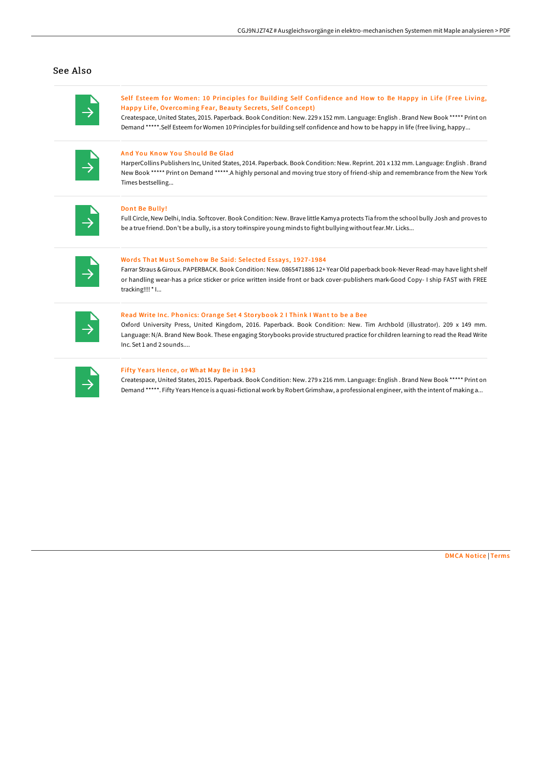## See Also

### Self Esteem for Women: 10 Principles for Building Self Confidence and How to Be Happy in Life (Free Living, Happy Life, Overcoming Fear, Beauty Secrets, Self Concept)

Createspace, United States, 2015. Paperback. Book Condition: New. 229 x 152 mm. Language: English . Brand New Book ***** Print on Demand *****.Self Esteem for Women 10 Principles for building self confidence and how to be happy in life (free living, happy...

### And You Know You Should Be Glad

HarperCollins Publishers Inc, United States, 2014. Paperback. Book Condition: New. Reprint. 201 x 132 mm. Language: English . Brand New Book ***** Print on Demand *****.A highly personal and moving true story of friend-ship and remembrance from the New York Times bestselling...

### Dont Be Bully!

Full Circle, New Delhi, India. Softcover. Book Condition: New. Brave little Kamya protects Tia from the school bully Josh and proves to be a true friend. Don't be a bully, is a story to#inspire young minds to fight bullying without fear.Mr. Licks...

### Words That Must Somehow Be Said: Selected Essays, 1927-1984

Farrar Straus & Giroux. PAPERBACK. Book Condition: New. 0865471886 12+ Year Old paperback book-Never Read-may have light shelf or handling wear-has a price sticker or price written inside front or back cover-publishers mark-Good Copy- I ship FAST with FREE tracking!!!! * I...

### Read Write Inc. Phonics: Orange Set 4 Storybook 2 I Think I Want to be a Bee

Oxford University Press, United Kingdom, 2016. Paperback. Book Condition: New. Tim Archbold (illustrator). 209 x 149 mm. Language: N/A. Brand New Book. These engaging Storybooks provide structured practice for children learning to read the Read Write Inc. Set 1 and 2 sounds....

### Fifty Years Hence, or What May Be in 1943

Createspace, United States, 2015. Paperback. Book Condition: New. 279 x 216 mm. Language: English . Brand New Book ***** Print on Demand *****. Fifty Years Hence is a quasi-fictional work by Robert Grimshaw, a professional engineer, with the intent of making a...